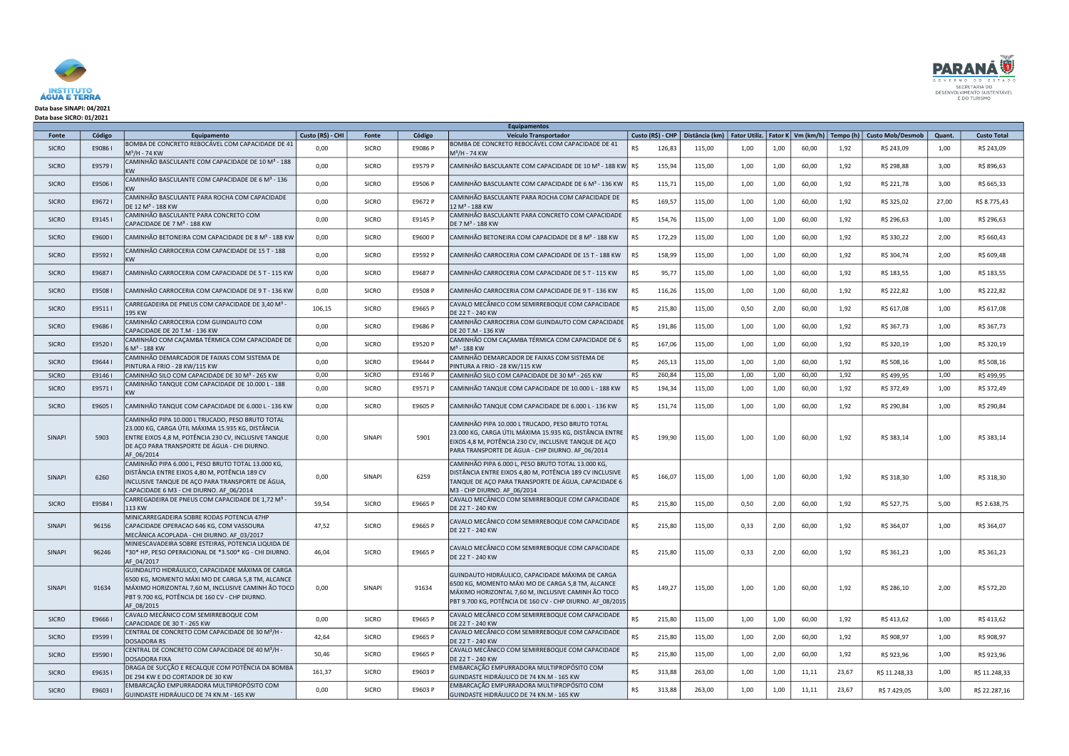Data base SINAPI: 04/2021
Data base SICRO: 01/2021

| Equipamentos | | | | | | | | | | | | | | | | |
|---|---|---|---|---|---|---|---|---|---|---|---|---|---|---|---|---|
| Fonte | Código | Equipamento | Custo (R$) - CHI | Fonte | Código | Veículo Transportador | Custo (R$) - CHP | Distância (km) | Fator Utiliz. | Fator K | Vm (km/h) | Tempo (h) | Custo Mob/Desmob | Quant. | Custo Total |
| SICRO | E9086 I | BOMBA DE CONCRETO REBOCÁVEL COM CAPACIDADE DE 41 M³/H - 74 KW | 0,00 | SICRO | E9086 P | BOMBA DE CONCRETO REBOCÁVEL COM CAPACIDADE DE 41 M³/H - 74 KW | R$ 126,83 | 115,00 | 1,00 | 1,00 | 60,00 | 1,92 | R$ 243,09 | 1,00 | R$ 243,09 |
| SICRO | E9579 I | CAMINHÃO BASCULANTE COM CAPACIDADE DE 10 M³ - 188 KW | 0,00 | SICRO | E9579 P | CAMINHÃO BASCULANTE COM CAPACIDADE DE 10 M³ - 188 KW | R$ 155,94 | 115,00 | 1,00 | 1,00 | 60,00 | 1,92 | R$ 298,88 | 3,00 | R$ 896,63 |
| SICRO | E9506 I | CAMINHÃO BASCULANTE COM CAPACIDADE DE 6 M³ - 136 KW | 0,00 | SICRO | E9506 P | CAMINHÃO BASCULANTE COM CAPACIDADE DE 6 M³ - 136 KW | R$ 115,71 | 115,00 | 1,00 | 1,00 | 60,00 | 1,92 | R$ 221,78 | 3,00 | R$ 665,33 |
| SICRO | E9672 I | CAMINHÃO BASCULANTE PARA ROCHA COM CAPACIDADE DE 12 M³ - 188 KW | 0,00 | SICRO | E9672 P | CAMINHÃO BASCULANTE PARA ROCHA COM CAPACIDADE DE 12 M³ - 188 KW | R$ 169,57 | 115,00 | 1,00 | 1,00 | 60,00 | 1,92 | R$ 325,02 | 27,00 | R$ 8.775,43 |
| SICRO | E9145 I | CAMINHÃO BASCULANTE PARA CONCRETO COM CAPACIDADE DE 7 M³ - 188 KW | 0,00 | SICRO | E9145 P | CAMINHÃO BASCULANTE PARA CONCRETO COM CAPACIDADE DE 7 M³ - 188 KW | R$ 154,76 | 115,00 | 1,00 | 1,00 | 60,00 | 1,92 | R$ 296,63 | 1,00 | R$ 296,63 |
| SICRO | E9600 I | CAMINHÃO BETONEIRA COM CAPACIDADE DE 8 M³ - 188 KW | 0,00 | SICRO | E9600 P | CAMINHÃO BETONEIRA COM CAPACIDADE DE 8 M³ - 188 KW | R$ 172,29 | 115,00 | 1,00 | 1,00 | 60,00 | 1,92 | R$ 330,22 | 2,00 | R$ 660,43 |
| SICRO | E9592 I | CAMINHÃO CARROCERIA COM CAPACIDADE DE 15 T - 188 KW | 0,00 | SICRO | E9592 P | CAMINHÃO CARROCERIA COM CAPACIDADE DE 15 T - 188 KW | R$ 158,99 | 115,00 | 1,00 | 1,00 | 60,00 | 1,92 | R$ 304,74 | 2,00 | R$ 609,48 |
| SICRO | E9687 I | CAMINHÃO CARROCERIA COM CAPACIDADE DE 5 T - 115 KW | 0,00 | SICRO | E9687 P | CAMINHÃO CARROCERIA COM CAPACIDADE DE 5 T - 115 KW | R$ 95,77 | 115,00 | 1,00 | 1,00 | 60,00 | 1,92 | R$ 183,55 | 1,00 | R$ 183,55 |
| SICRO | E9508 I | CAMINHÃO CARROCERIA COM CAPACIDADE DE 9 T - 136 KW | 0,00 | SICRO | E9508 P | CAMINHÃO CARROCERIA COM CAPACIDADE DE 9 T - 136 KW | R$ 116,26 | 115,00 | 1,00 | 1,00 | 60,00 | 1,92 | R$ 222,82 | 1,00 | R$ 222,82 |
| SICRO | E9511 I | CARREGADEIRA DE PNEUS COM CAPACIDADE DE 3,40 M³ - 195 KW | 106,15 | SICRO | E9665 P | CAVALO MECÂNICO COM SEMIRREBOQUE COM CAPACIDADE DE 22 T - 240 KW | R$ 215,80 | 115,00 | 0,50 | 2,00 | 60,00 | 1,92 | R$ 617,08 | 1,00 | R$ 617,08 |
| SICRO | E9686 I | CAMINHÃO CARROCERIA COM GUINDAUTO COM CAPACIDADE DE 20 T.M - 136 KW | 0,00 | SICRO | E9686 P | CAMINHÃO CARROCERIA COM GUINDAUTO COM CAPACIDADE DE 20 T.M - 136 KW | R$ 191,86 | 115,00 | 1,00 | 1,00 | 60,00 | 1,92 | R$ 367,73 | 1,00 | R$ 367,73 |
| SICRO | E9520 I | CAMINHÃO COM CAÇAMBA TÉRMICA COM CAPACIDADE DE 6 M³ - 188 KW | 0,00 | SICRO | E9520 P | CAMINHÃO COM CAÇAMBA TÉRMICA COM CAPACIDADE DE 6 M³ - 188 KW | R$ 167,06 | 115,00 | 1,00 | 1,00 | 60,00 | 1,92 | R$ 320,19 | 1,00 | R$ 320,19 |
| SICRO | E9644 I | CAMINHÃO DEMARCADOR DE FAIXAS COM SISTEMA DE PINTURA A FRIO - 28 KW/115 KW | 0,00 | SICRO | E9644 P | CAMINHÃO DEMARCADOR DE FAIXAS COM SISTEMA DE PINTURA A FRIO - 28 KW/115 KW | R$ 265,13 | 115,00 | 1,00 | 1,00 | 60,00 | 1,92 | R$ 508,16 | 1,00 | R$ 508,16 |
| SICRO | E9146 I | CAMINHÃO SILO COM CAPACIDADE DE 30 M³ - 265 KW | 0,00 | SICRO | E9146 P | CAMINHÃO SILO COM CAPACIDADE DE 30 M³ - 265 KW | R$ 260,84 | 115,00 | 1,00 | 1,00 | 60,00 | 1,92 | R$ 499,95 | 1,00 | R$ 499,95 |
| SICRO | E9571 I | CAMINHÃO TANQUE COM CAPACIDADE DE 10.000 L - 188 KW | 0,00 | SICRO | E9571 P | CAMINHÃO TANQUE COM CAPACIDADE DE 10.000 L - 188 KW | R$ 194,34 | 115,00 | 1,00 | 1,00 | 60,00 | 1,92 | R$ 372,49 | 1,00 | R$ 372,49 |
| SICRO | E9605 I | CAMINHÃO TANQUE COM CAPACIDADE DE 6.000 L - 136 KW | 0,00 | SICRO | E9605 P | CAMINHÃO TANQUE COM CAPACIDADE DE 6.000 L - 136 KW | R$ 151,74 | 115,00 | 1,00 | 1,00 | 60,00 | 1,92 | R$ 290,84 | 1,00 | R$ 290,84 |
| SINAPI | 5903 | CAMINHÃO PIPA 10.000 L TRUCADO, PESO BRUTO TOTAL 23.000 KG, CARGA ÚTIL MÁXIMA 15.935 KG, DISTÂNCIA ENTRE EIXOS 4,8 M, POTÊNCIA 230 CV, INCLUSIVE TANQUE DE AÇO PARA TRANSPORTE DE ÁGUA - CHI DIURNO. AF_06/2014 | 0,00 | SINAPI | 5901 | CAMINHÃO PIPA 10.000 L TRUCADO, PESO BRUTO TOTAL 23.000 KG, CARGA ÚTIL MÁXIMA 15.935 KG, DISTÂNCIA ENTRE EIXOS 4,8 M, POTÊNCIA 230 CV, INCLUSIVE TANQUE DE AÇO PARA TRANSPORTE DE ÁGUA - CHP DIURNO. AF_06/2014 | R$ 199,90 | 115,00 | 1,00 | 1,00 | 60,00 | 1,92 | R$ 383,14 | 1,00 | R$ 383,14 |
| SINAPI | 6260 | CAMINHÃO PIPA 6.000 L, PESO BRUTO TOTAL 13.000 KG, DISTÂNCIA ENTRE EIXOS 4,80 M, POTÊNCIA 189 CV INCLUSIVE TANQUE DE AÇO PARA TRANSPORTE DE ÁGUA, CAPACIDADE 6 M3 - CHI DIURNO. AF_06/2014 | 0,00 | SINAPI | 6259 | CAMINHÃO PIPA 6.000 L, PESO BRUTO TOTAL 13.000 KG, DISTÂNCIA ENTRE EIXOS 4,80 M, POTÊNCIA 189 CV INCLUSIVE TANQUE DE AÇO PARA TRANSPORTE DE ÁGUA, CAPACIDADE 6 M3 - CHP DIURNO. AF_06/2014 | R$ 166,07 | 115,00 | 1,00 | 1,00 | 60,00 | 1,92 | R$ 318,30 | 1,00 | R$ 318,30 |
| SICRO | E9584 I | CARREGADEIRA DE PNEUS COM CAPACIDADE DE 1,72 M³ - 113 KW | 59,54 | SICRO | E9665 P | CAVALO MECÂNICO COM SEMIRREBOQUE COM CAPACIDADE DE 22 T - 240 KW | R$ 215,80 | 115,00 | 0,50 | 2,00 | 60,00 | 1,92 | R$ 527,75 | 5,00 | R$ 2.638,75 |
| SINAPI | 96156 | MINICARREGADEIRA SOBRE RODAS POTENCIA 47HP CAPACIDADE OPERACAO 646 KG, COM VASSOURA MECÂNICA ACOPLADA - CHI DIURNO. AF_03/2017 | 47,52 | SICRO | E9665 P | CAVALO MECÂNICO COM SEMIRREBOQUE COM CAPACIDADE DE 22 T - 240 KW | R$ 215,80 | 115,00 | 0,33 | 2,00 | 60,00 | 1,92 | R$ 364,07 | 1,00 | R$ 364,07 |
| SINAPI | 96246 | MINIESCAVADEIRA SOBRE ESTEIRAS, POTENCIA LIQUIDA DE *30* HP, PESO OPERACIONAL DE *3.500* KG - CHI DIURNO. AF_04/2017 | 46,04 | SICRO | E9665 P | CAVALO MECÂNICO COM SEMIRREBOQUE COM CAPACIDADE DE 22 T - 240 KW | R$ 215,80 | 115,00 | 0,33 | 2,00 | 60,00 | 1,92 | R$ 361,23 | 1,00 | R$ 361,23 |
| SINAPI | 91634 | GUINDAUTO HIDRÁULICO, CAPACIDADE MÁXIMA DE CARGA 6500 KG, MOMENTO MÁXI MO DE CARGA 5,8 TM, ALCANCE MÁXIMO HORIZONTAL 7,60 M, INCLUSIVE CAMINH ÃO TOCO PBT 9.700 KG, POTÊNCIA DE 160 CV - CHP DIURNO. AF_08/2015 | 0,00 | SINAPI | 91634 | GUINDAUTO HIDRÁULICO, CAPACIDADE MÁXIMA DE CARGA 6500 KG, MOMENTO MÁXI MO DE CARGA 5,8 TM, ALCANCE MÁXIMO HORIZONTAL 7,60 M, INCLUSIVE CAMINH ÃO TOCO PBT 9.700 KG, POTÊNCIA DE 160 CV - CHP DIURNO. AF_08/2015 | R$ 149,27 | 115,00 | 1,00 | 1,00 | 60,00 | 1,92 | R$ 286,10 | 2,00 | R$ 572,20 |
| SICRO | E9666 I | CAVALO MECÂNICO COM SEMIRREBOQUE CAPACIDADE DE 30 T - 265 KW | 0,00 | SICRO | E9665 P | CAVALO MECÂNICO COM SEMIRREBOQUE COM CAPACIDADE DE 22 T - 240 KW | R$ 215,80 | 115,00 | 1,00 | 1,00 | 60,00 | 1,92 | R$ 413,62 | 1,00 | R$ 413,62 |
| SICRO | E9599 I | CENTRAL DE CONCRETO COM CAPACIDADE DE 30 M³/H - DOSADORA RS | 42,64 | SICRO | E9665 P | CAVALO MECÂNICO COM SEMIRREBOQUE COM CAPACIDADE DE 22 T - 240 KW | R$ 215,80 | 115,00 | 1,00 | 2,00 | 60,00 | 1,92 | R$ 908,97 | 1,00 | R$ 908,97 |
| SICRO | E9590 I | CENTRAL DE CONCRETO COM CAPACIDADE DE 40 M³/H - DOSADORA FIXA | 50,46 | SICRO | E9665 P | CAVALO MECÂNICO COM SEMIRREBOQUE COM CAPACIDADE DE 22 T - 240 KW | R$ 215,80 | 115,00 | 1,00 | 2,00 | 60,00 | 1,92 | R$ 923,96 | 1,00 | R$ 923,96 |
| SICRO | E9635 I | DRAGA DE SUCÇÃO E RECALQUE COM POTÊNCIA DA BOMBA DE 294 KW E DO CORTADOR DE 30 KW | 161,37 | SICRO | E9603 P | EMBARCAÇÃO EMPURRADORA MULTIPROPÓSITO COM GUINDASTE HIDRÁULICO DE 74 KN.M - 165 KW | R$ 313,88 | 263,00 | 1,00 | 1,00 | 11,11 | 23,67 | R$ 11.248,33 | 1,00 | R$ 11.248,33 |
| SICRO | E9603 I | EMBARCAÇÃO EMPURRADORA MULTIPROPÓSITO COM GUINDASTE HIDRÁULICO DE 74 KN.M - 165 KW | 0,00 | SICRO | E9603 P | EMBARCAÇÃO EMPURRADORA MULTIPROPÓSITO COM GUINDASTE HIDRÁULICO DE 74 KN.M - 165 KW | R$ 313,88 | 263,00 | 1,00 | 1,00 | 11,11 | 23,67 | R$ 7.429,05 | 3,00 | R$ 22.287,16 |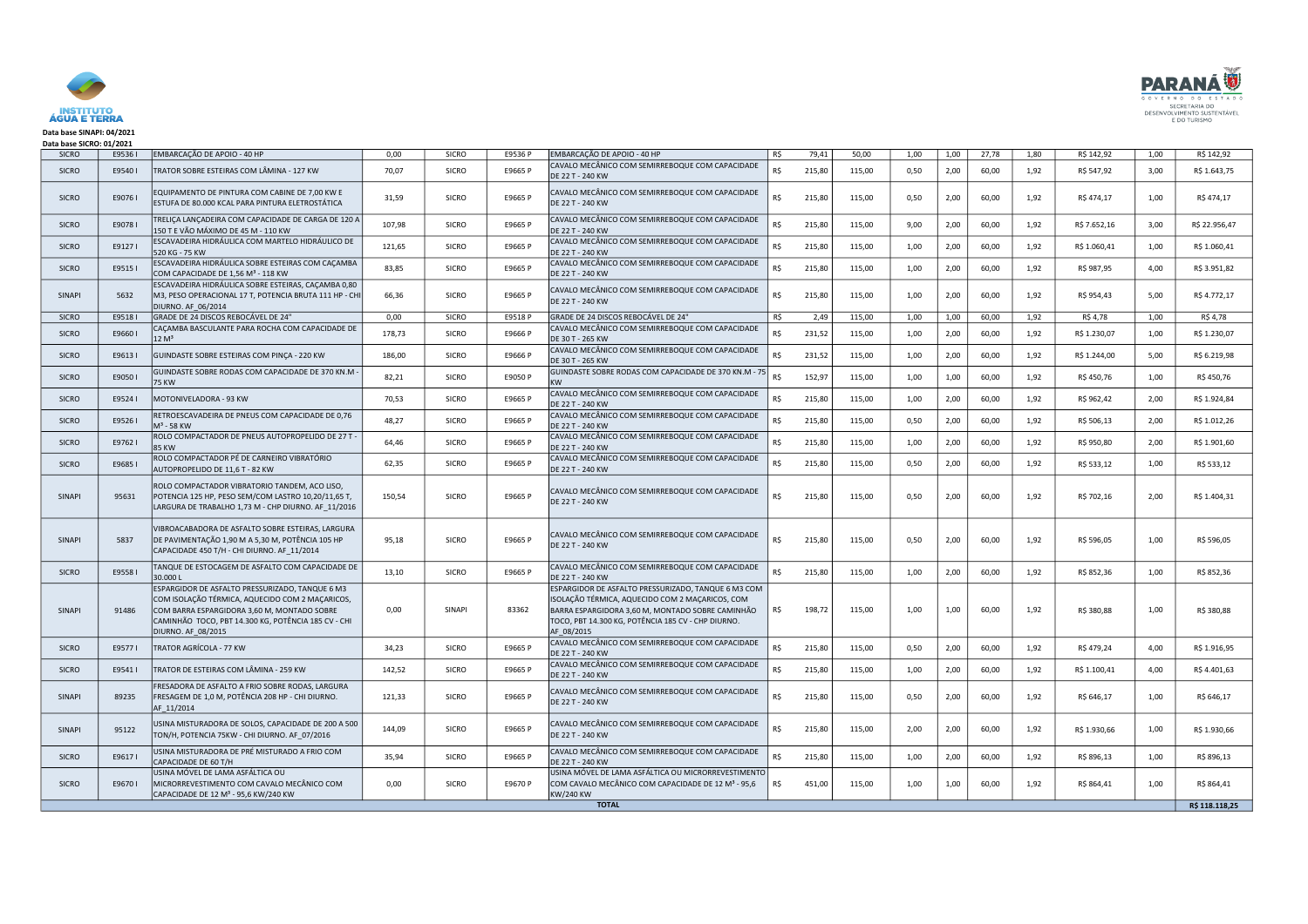Data base SINAPI: 04/2021
Data base SICRO: 01/2021

| | | | | | | | | | | | | | | | | |
|---|---|---|---|---|---|---|---|---|---|---|---|---|---|---|---|---|
| SICRO | E9536 I | EMBARCAÇÃO DE APOIO - 40 HP | 0,00 | SICRO | E9536 P | EMBARCAÇÃO DE APOIO - 40 HP | R$ | 79,41 | 50,00 | 1,00 | 1,00 | 27,78 | 1,80 | R$ 142,92 | 1,00 | R$ 142,92 |
| SICRO | E9540 I | TRATOR SOBRE ESTEIRAS COM LÂMINA - 127 KW | 70,07 | SICRO | E9665 P | CAVALO MECÂNICO COM SEMIRREBOQUE COM CAPACIDADE DE 22 T - 240 KW | R$ | 215,80 | 115,00 | 0,50 | 2,00 | 60,00 | 1,92 | R$ 547,92 | 3,00 | R$ 1.643,75 |
| SICRO | E9076 I | EQUIPAMENTO DE PINTURA COM CABINE DE 7,00 KW E ESTUFA DE 80.000 KCAL PARA PINTURA ELETROSTÁTICA | 31,59 | SICRO | E9665 P | CAVALO MECÂNICO COM SEMIRREBOQUE COM CAPACIDADE DE 22 T - 240 KW | R$ | 215,80 | 115,00 | 0,50 | 2,00 | 60,00 | 1,92 | R$ 474,17 | 1,00 | R$ 474,17 |
| SICRO | E9078 I | TRELIÇA LANÇADEIRA COM CAPACIDADE DE CARGA DE 120 A 150 T E VÃO MÁXIMO DE 45 M - 110 KW | 107,98 | SICRO | E9665 P | CAVALO MECÂNICO COM SEMIRREBOQUE COM CAPACIDADE DE 22 T - 240 KW | R$ | 215,80 | 115,00 | 9,00 | 2,00 | 60,00 | 1,92 | R$ 7.652,16 | 3,00 | R$ 22.956,47 |
| SICRO | E9127 I | ESCAVADEIRA HIDRÁULICA COM MARTELO HIDRÁULICO DE 520 KG - 75 KW | 121,65 | SICRO | E9665 P | CAVALO MECÂNICO COM SEMIRREBOQUE COM CAPACIDADE DE 22 T - 240 KW | R$ | 215,80 | 115,00 | 1,00 | 2,00 | 60,00 | 1,92 | R$ 1.060,41 | 1,00 | R$ 1.060,41 |
| SICRO | E9515 I | ESCAVADEIRA HIDRÁULICA SOBRE ESTEIRAS COM CAÇAMBA COM CAPACIDADE DE 1,56 M³ - 118 KW | 83,85 | SICRO | E9665 P | CAVALO MECÂNICO COM SEMIRREBOQUE COM CAPACIDADE DE 22 T - 240 KW | R$ | 215,80 | 115,00 | 1,00 | 2,00 | 60,00 | 1,92 | R$ 987,95 | 4,00 | R$ 3.951,82 |
| SINAPI | 5632 | ESCAVADEIRA HIDRÁULICA SOBRE ESTEIRAS, CAÇAMBA 0,80 M3, PESO OPERACIONAL 17 T, POTENCIA BRUTA 111 HP - CHI DIURNO. AF_06/2014 | 66,36 | SICRO | E9665 P | CAVALO MECÂNICO COM SEMIRREBOQUE COM CAPACIDADE DE 22 T - 240 KW | R$ | 215,80 | 115,00 | 1,00 | 2,00 | 60,00 | 1,92 | R$ 954,43 | 5,00 | R$ 4.772,17 |
| SICRO | E9518 I | GRADE DE 24 DISCOS REBOCÁVEL DE 24" | 0,00 | SICRO | E9518 P | GRADE DE 24 DISCOS REBOCÁVEL DE 24" | R$ | 2,49 | 115,00 | 1,00 | 1,00 | 60,00 | 1,92 | R$ 4,78 | 1,00 | R$ 4,78 |
| SICRO | E9660 I | CAÇAMBA BASCULANTE PARA ROCHA COM CAPACIDADE DE 12 M³ | 178,73 | SICRO | E9666 P | CAVALO MECÂNICO COM SEMIRREBOQUE COM CAPACIDADE DE 30 T - 265 KW | R$ | 231,52 | 115,00 | 1,00 | 2,00 | 60,00 | 1,92 | R$ 1.230,07 | 1,00 | R$ 1.230,07 |
| SICRO | E9613 I | GUINDASTE SOBRE ESTEIRAS COM PINÇA - 220 KW | 186,00 | SICRO | E9666 P | CAVALO MECÂNICO COM SEMIRREBOQUE COM CAPACIDADE DE 30 T - 265 KW | R$ | 231,52 | 115,00 | 1,00 | 2,00 | 60,00 | 1,92 | R$ 1.244,00 | 5,00 | R$ 6.219,98 |
| SICRO | E9050 I | GUINDASTE SOBRE RODAS COM CAPACIDADE DE 370 KN.M - 75 KW | 82,21 | SICRO | E9050 P | GUINDASTE SOBRE RODAS COM CAPACIDADE DE 370 KN.M - 75 KW | R$ | 152,97 | 115,00 | 1,00 | 1,00 | 60,00 | 1,92 | R$ 450,76 | 1,00 | R$ 450,76 |
| SICRO | E9524 I | MOTONIVELADORA - 93 KW | 70,53 | SICRO | E9665 P | CAVALO MECÂNICO COM SEMIRREBOQUE COM CAPACIDADE DE 22 T - 240 KW | R$ | 215,80 | 115,00 | 1,00 | 2,00 | 60,00 | 1,92 | R$ 962,42 | 2,00 | R$ 1.924,84 |
| SICRO | E9526 I | RETROESCAVADEIRA DE PNEUS COM CAPACIDADE DE 0,76 M³ - 58 KW | 48,27 | SICRO | E9665 P | CAVALO MECÂNICO COM SEMIRREBOQUE COM CAPACIDADE DE 22 T - 240 KW | R$ | 215,80 | 115,00 | 0,50 | 2,00 | 60,00 | 1,92 | R$ 506,13 | 2,00 | R$ 1.012,26 |
| SICRO | E9762 I | ROLO COMPACTADOR DE PNEUS AUTOPROPELIDO DE 27 T - 85 KW | 64,46 | SICRO | E9665 P | CAVALO MECÂNICO COM SEMIRREBOQUE COM CAPACIDADE DE 22 T - 240 KW | R$ | 215,80 | 115,00 | 1,00 | 2,00 | 60,00 | 1,92 | R$ 950,80 | 2,00 | R$ 1.901,60 |
| SICRO | E9685 I | ROLO COMPACTADOR PÉ DE CARNEIRO VIBRATÓRIO AUTOPROPELIDO DE 11,6 T - 82 KW | 62,35 | SICRO | E9665 P | CAVALO MECÂNICO COM SEMIRREBOQUE COM CAPACIDADE DE 22 T - 240 KW | R$ | 215,80 | 115,00 | 0,50 | 2,00 | 60,00 | 1,92 | R$ 533,12 | 1,00 | R$ 533,12 |
| SINAPI | 95631 | ROLO COMPACTADOR VIBRATORIO TANDEM, ACO LISO, POTENCIA 125 HP, PESO SEM/COM LASTRO 10,20/11,65 T, LARGURA DE TRABALHO 1,73 M - CHP DIURNO. AF_11/2016 | 150,54 | SICRO | E9665 P | CAVALO MECÂNICO COM SEMIRREBOQUE COM CAPACIDADE DE 22 T - 240 KW | R$ | 215,80 | 115,00 | 0,50 | 2,00 | 60,00 | 1,92 | R$ 702,16 | 2,00 | R$ 1.404,31 |
| SINAPI | 5837 | VIBROACABADORA DE ASFALTO SOBRE ESTEIRAS, LARGURA DE PAVIMENTAÇÃO 1,90 M A 5,30 M, POTÊNCIA 105 HP CAPACIDADE 450 T/H - CHI DIURNO. AF_11/2014 | 95,18 | SICRO | E9665 P | CAVALO MECÂNICO COM SEMIRREBOQUE COM CAPACIDADE DE 22 T - 240 KW | R$ | 215,80 | 115,00 | 0,50 | 2,00 | 60,00 | 1,92 | R$ 596,05 | 1,00 | R$ 596,05 |
| SICRO | E9558 I | TANQUE DE ESTOCAGEM DE ASFALTO COM CAPACIDADE DE 30.000 L | 13,10 | SICRO | E9665 P | CAVALO MECÂNICO COM SEMIRREBOQUE COM CAPACIDADE DE 22 T - 240 KW | R$ | 215,80 | 115,00 | 1,00 | 2,00 | 60,00 | 1,92 | R$ 852,36 | 1,00 | R$ 852,36 |
| SINAPI | 91486 | ESPARGIDOR DE ASFALTO PRESSURIZADO, TANQUE 6 M3 COM ISOLAÇÃO TÉRMICA, AQUECIDO COM 2 MAÇARICOS, COM BARRA ESPARGIDORA 3,60 M, MONTADO SOBRE CAMINHÃO TOCO, PBT 14.300 KG, POTÊNCIA 185 CV - CHI DIURNO. AF_08/2015 | 0,00 | SINAPI | 83362 | ESPARGIDOR DE ASFALTO PRESSURIZADO, TANQUE 6 M3 COM ISOLAÇÃO TÉRMICA, AQUECIDO COM 2 MAÇARICOS, COM BARRA ESPARGIDORA 3,60 M, MONTADO SOBRE CAMINHÃO TOCO, PBT 14.300 KG, POTÊNCIA 185 CV - CHP DIURNO. AF_08/2015 | R$ | 198,72 | 115,00 | 1,00 | 1,00 | 60,00 | 1,92 | R$ 380,88 | 1,00 | R$ 380,88 |
| SICRO | E9577 I | TRATOR AGRÍCOLA - 77 KW | 34,23 | SICRO | E9665 P | CAVALO MECÂNICO COM SEMIRREBOQUE COM CAPACIDADE DE 22 T - 240 KW | R$ | 215,80 | 115,00 | 0,50 | 2,00 | 60,00 | 1,92 | R$ 479,24 | 4,00 | R$ 1.916,95 |
| SICRO | E9541 I | TRATOR DE ESTEIRAS COM LÂMINA - 259 KW | 142,52 | SICRO | E9665 P | CAVALO MECÂNICO COM SEMIRREBOQUE COM CAPACIDADE DE 22 T - 240 KW | R$ | 215,80 | 115,00 | 1,00 | 2,00 | 60,00 | 1,92 | R$ 1.100,41 | 4,00 | R$ 4.401,63 |
| SINAPI | 89235 | FRESADORA DE ASFALTO A FRIO SOBRE RODAS, LARGURA FRESAGEM DE 1,0 M, POTÊNCIA 208 HP - CHI DIURNO. AF_11/2014 | 121,33 | SICRO | E9665 P | CAVALO MECÂNICO COM SEMIRREBOQUE COM CAPACIDADE DE 22 T - 240 KW | R$ | 215,80 | 115,00 | 0,50 | 2,00 | 60,00 | 1,92 | R$ 646,17 | 1,00 | R$ 646,17 |
| SINAPI | 95122 | USINA MISTURADORA DE SOLOS, CAPACIDADE DE 200 A 500 TON/H, POTENCIA 75KW - CHI DIURNO. AF_07/2016 | 144,09 | SICRO | E9665 P | CAVALO MECÂNICO COM SEMIRREBOQUE COM CAPACIDADE DE 22 T - 240 KW | R$ | 215,80 | 115,00 | 2,00 | 2,00 | 60,00 | 1,92 | R$ 1.930,66 | 1,00 | R$ 1.930,66 |
| SICRO | E9617 I | USINA MISTURADORA DE PRÉ MISTURADO A FRIO COM CAPACIDADE DE 60 T/H | 35,94 | SICRO | E9665 P | CAVALO MECÂNICO COM SEMIRREBOQUE COM CAPACIDADE DE 22 T - 240 KW | R$ | 215,80 | 115,00 | 1,00 | 2,00 | 60,00 | 1,92 | R$ 896,13 | 1,00 | R$ 896,13 |
| SICRO | E9670 I | USINA MÓVEL DE LAMA ASFÁLTICA OU MICRORREVESTIMENTO COM CAVALO MECÂNICO COM CAPACIDADE DE 12 M³ - 95,6 KW/240 KW | 0,00 | SICRO | E9670 P | USINA MÓVEL DE LAMA ASFÁLTICA OU MICRORREVESTIMENTO COM CAVALO MECÂNICO COM CAPACIDADE DE 12 M³ - 95,6 KW/240 KW | R$ | 451,00 | 115,00 | 1,00 | 1,00 | 60,00 | 1,92 | R$ 864,41 | 1,00 | R$ 864,41 |
| | | | | | | **TOTAL** | | | | | | | | | | **R$ 118.118,25** |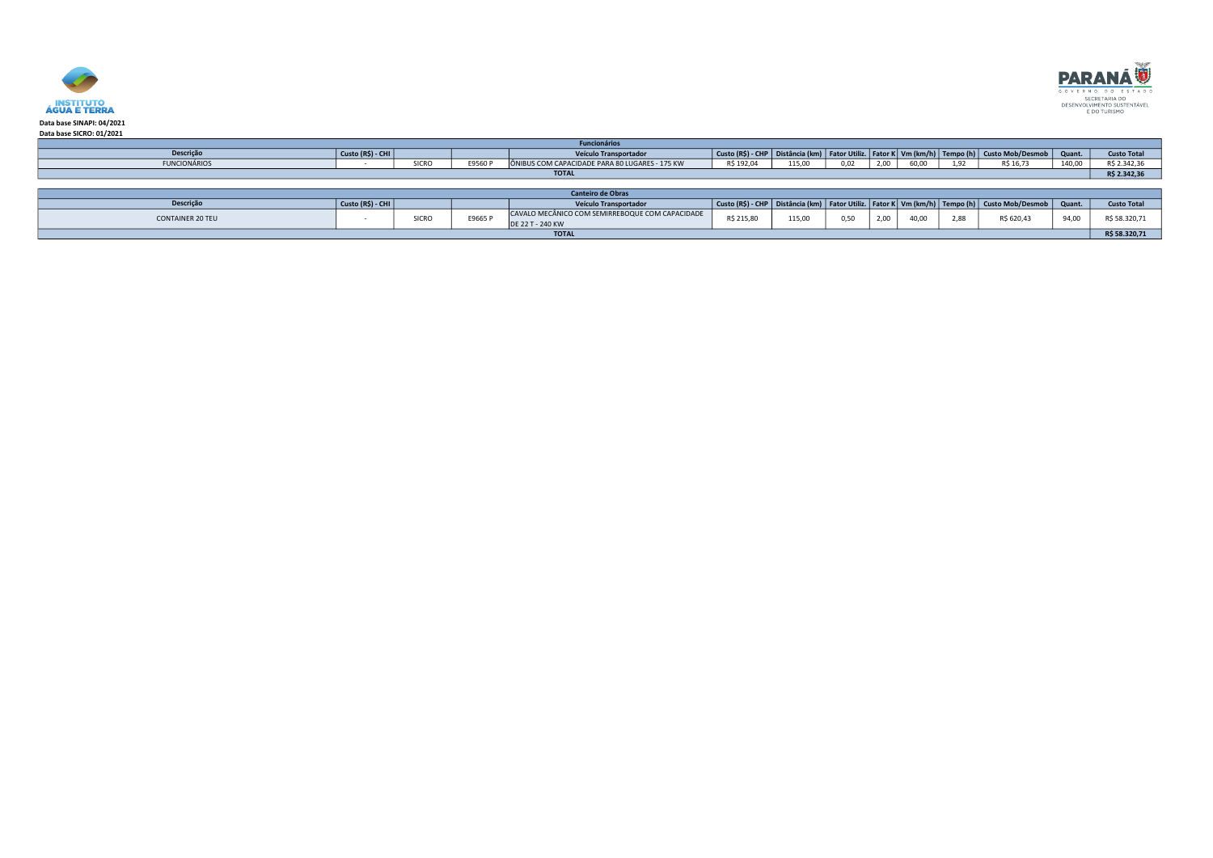Data base SINAPI: 04/2021

Data base SICRO: 01/2021

| Funcionários | | | | | | | | | | | | | | |
|---|---|---|---|---|---|---|---|---|---|---|---|---|---|---|
| Descrição | Custo (R$) - CHI | | | Veículo Transportador | Custo (R$) - CHP | Distância (km) | Fator Utiliz. | Fator K | Vm (km/h) | Tempo (h) | Custo Mob/Desmob | Quant. | Custo Total |
| FUNCIONÁRIOS | - | SICRO | E9560 P | ÔNIBUS COM CAPACIDADE PARA 80 LUGARES - 175 KW | R$ 192,04 | 115,00 | 0,02 | 2,00 | 60,00 | 1,92 | R$ 16,73 | 140,00 | R$ 2.342,36 |
| TOTAL | | | | | | | | | | | | | R$ 2.342,36 |

| Canteiro de Obras | | | | | | | | | | | | | |
|---|---|---|---|---|---|---|---|---|---|---|---|---|---|
| Descrição | Custo (R$) - CHI | | | Veículo Transportador | Custo (R$) - CHP | Distância (km) | Fator Utiliz. | Fator K | Vm (km/h) | Tempo (h) | Custo Mob/Desmob | Quant. | Custo Total |
| CONTAINER 20 TEU | - | SICRO | E9665 P | CAVALO MECÂNICO COM SEMIRREBOQUE COM CAPACIDADE DE 22 T - 240 KW | R$ 215,80 | 115,00 | 0,50 | 2,00 | 40,00 | 2,88 | R$ 620,43 | 94,00 | R$ 58.320,71 |
| TOTAL | | | | | | | | | | | | | R$ 58.320,71 |